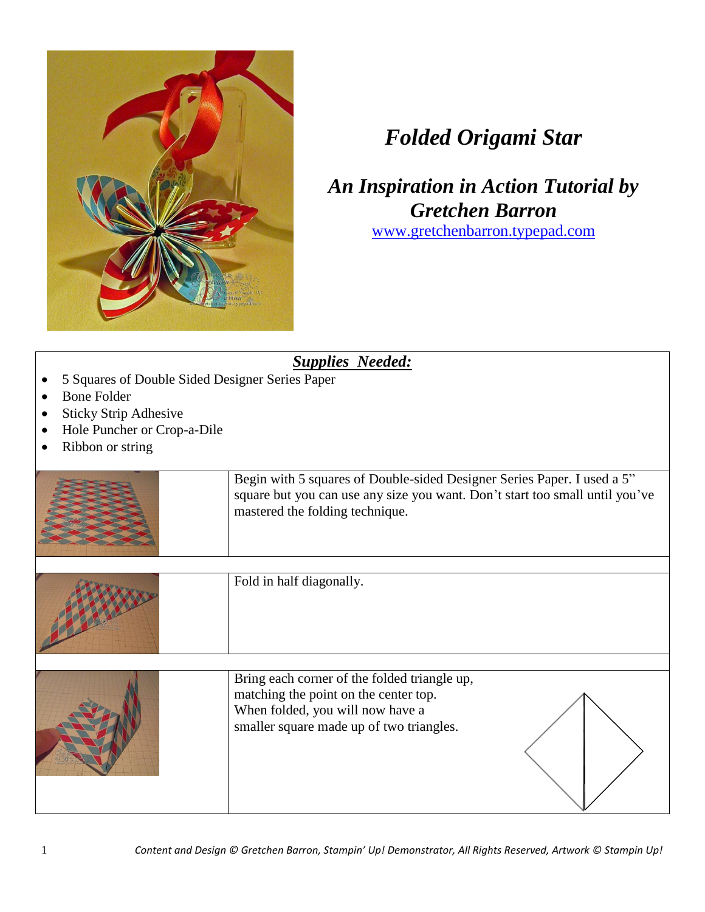# *Folded Origami Star*

## *An Inspiration in Action Tutorial by Gretchen Barron*

[www.gretchenbarron.typepad.com](http://www.gretchenbarron.typepad.com)

***Supplies Needed:***

- 5 Squares of Double Sided Designer Series Paper
- Bone Folder
- Sticky Strip Adhesive
- Hole Puncher or Crop-a-Dile
- Ribbon or string

Begin with 5 squares of Double-sided Designer Series Paper. I used a 5" square but you can use any size you want. Don't start too small until you've mastered the folding technique.

Fold in half diagonally.

Bring each corner of the folded triangle up, matching the point on the center top. When folded, you will now have a smaller square made up of two triangles.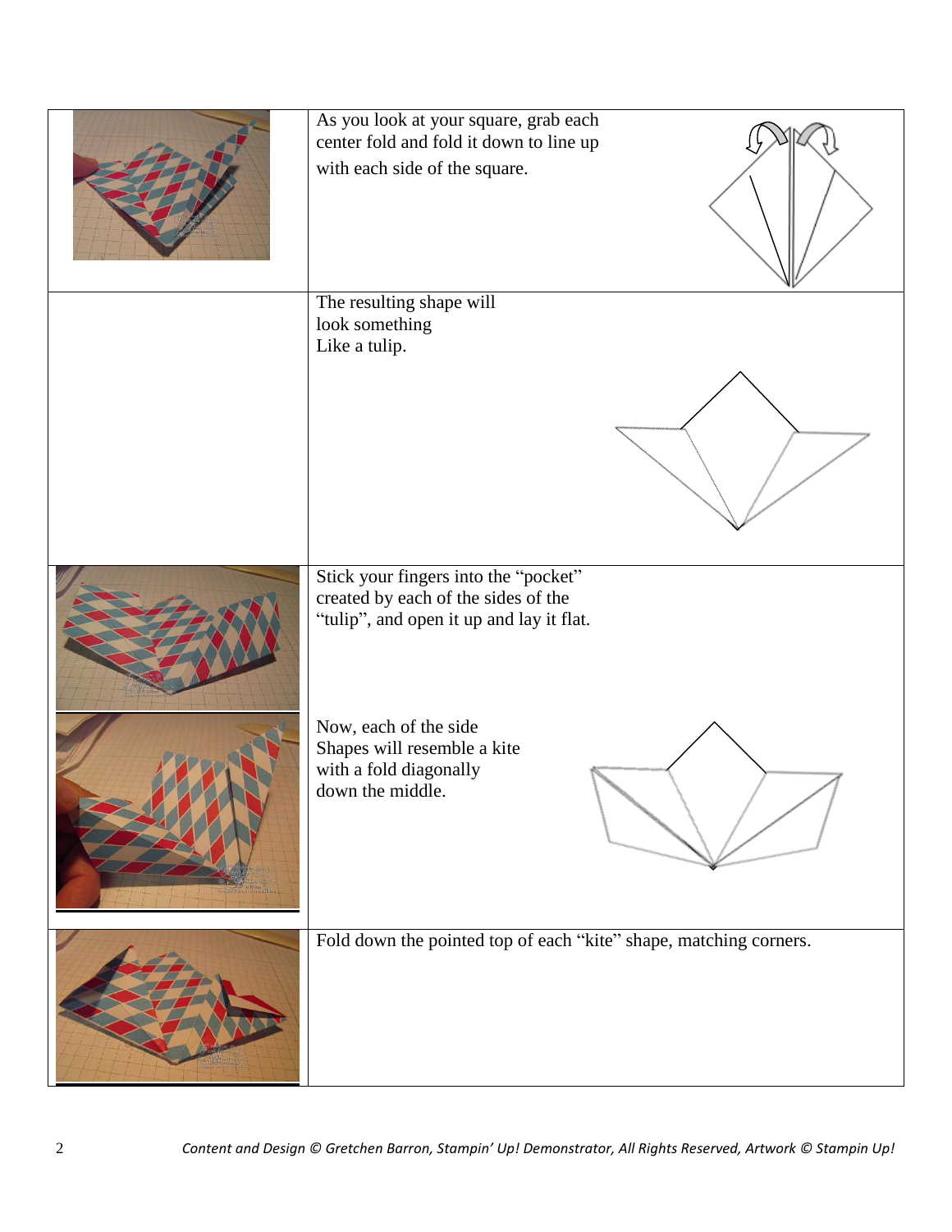| | |
|---|---|
| | As you look at your square, grab each center fold and fold it down to line up with each side of the square. |
| | The resulting shape will look something Like a tulip. |
| | Stick your fingers into the "pocket" created by each of the sides of the "tulip", and open it up and lay it flat.<br><br>Now, each of the side Shapes will resemble a kite with a fold diagonally down the middle. |
| | Fold down the pointed top of each "kite" shape, matching corners. |

*Content and Design © Gretchen Barron, Stampin' Up! Demonstrator, All Rights Reserved, Artwork © Stampin Up!*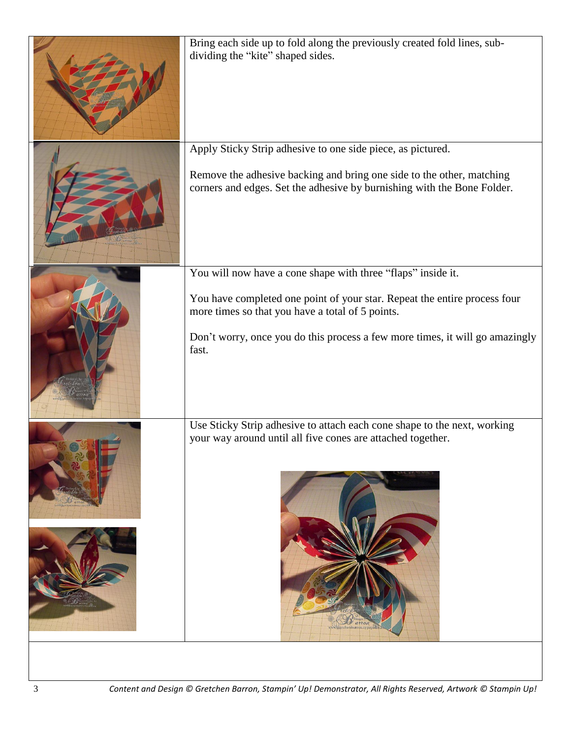Bring each side up to fold along the previously created fold lines, sub-dividing the “kite” shaped sides.

Apply Sticky Strip adhesive to one side piece, as pictured.

Remove the adhesive backing and bring one side to the other, matching corners and edges. Set the adhesive by burnishing with the Bone Folder.

You will now have a cone shape with three “flaps” inside it.

You have completed one point of your star. Repeat the entire process four more times so that you have a total of 5 points.

Don’t worry, once you do this process a few more times, it will go amazingly fast.

Use Sticky Strip adhesive to attach each cone shape to the next, working your way around until all five cones are attached together.

*Content and Design © Gretchen Barron, Stampin’ Up! Demonstrator, All Rights Reserved, Artwork © Stampin Up!*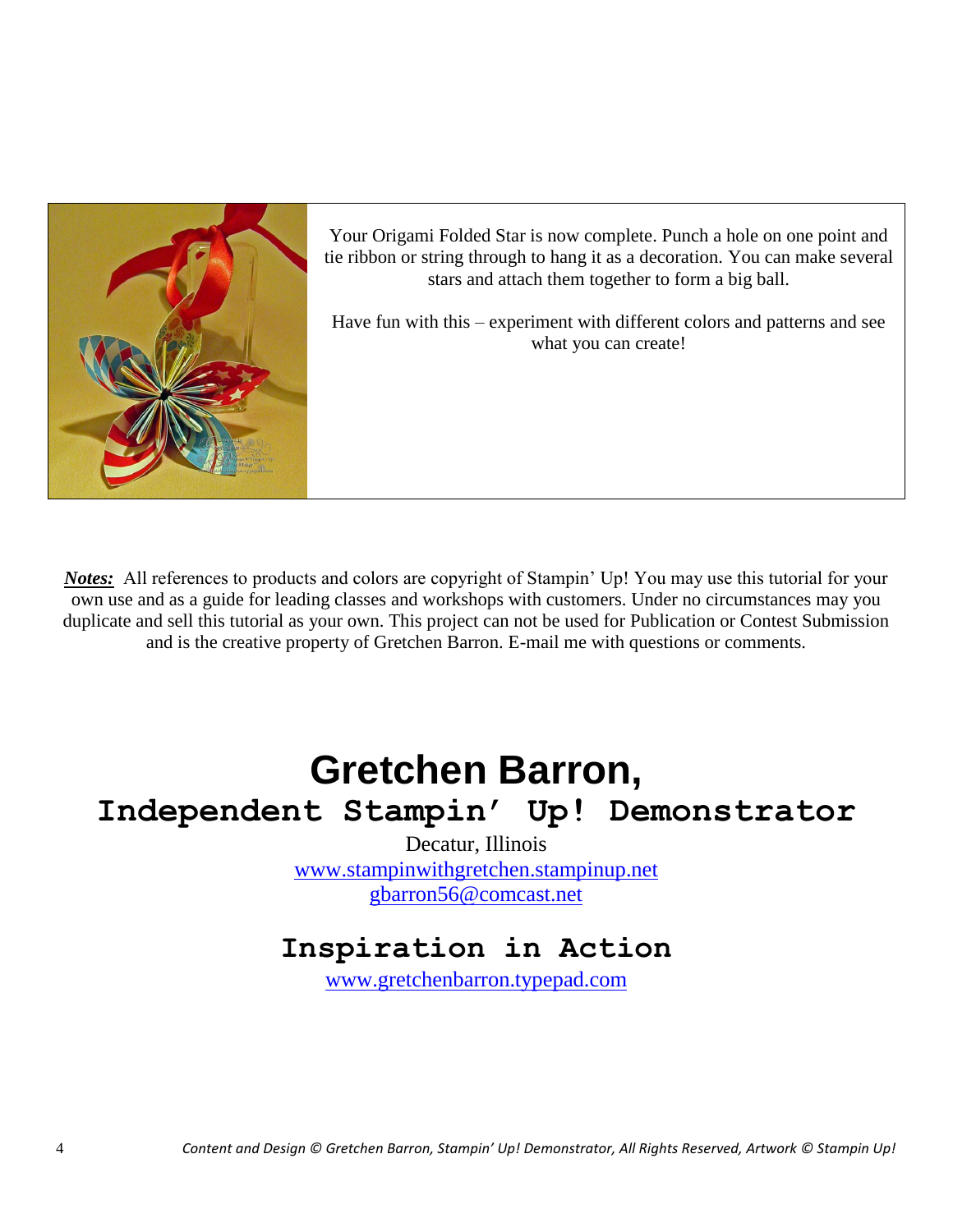Your Origami Folded Star is now complete. Punch a hole on one point and tie ribbon or string through to hang it as a decoration. You can make several stars and attach them together to form a big ball.

Have fun with this – experiment with different colors and patterns and see what you can create!

***Notes:*** All references to products and colors are copyright of Stampin' Up! You may use this tutorial for your own use and as a guide for leading classes and workshops with customers. Under no circumstances may you duplicate and sell this tutorial as your own. This project can not be used for Publication or Contest Submission and is the creative property of Gretchen Barron. E-mail me with questions or comments.

# Gretchen Barron,

## Independent Stampin' Up! Demonstrator

Decatur, Illinois

www.stampinwithgretchen.stampinup.net

gbarron56@comcast.net

## Inspiration in Action

www.gretchenbarron.typepad.com

*Content and Design © Gretchen Barron, Stampin' Up! Demonstrator, All Rights Reserved, Artwork © Stampin Up!*